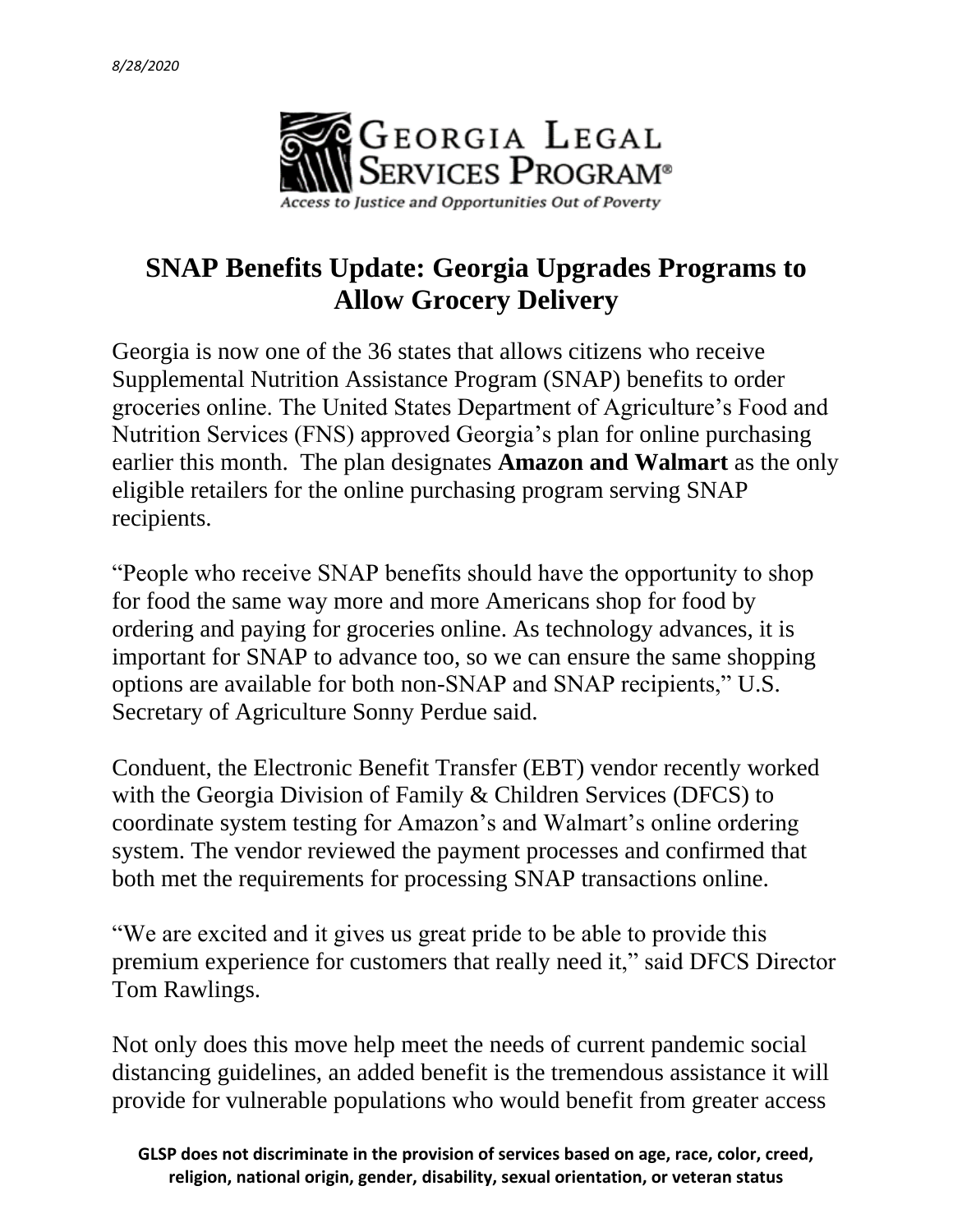*8/28/2020*

GEORGIA LEGAL SERVICES PROGRAM®

*Access to Justice and Opportunities Out of Poverty*

# SNAP Benefits Update: Georgia Upgrades Programs to Allow Grocery Delivery

Georgia is now one of the 36 states that allows citizens who receive Supplemental Nutrition Assistance Program (SNAP) benefits to order groceries online. The United States Department of Agriculture's Food and Nutrition Services (FNS) approved Georgia's plan for online purchasing earlier this month. The plan designates **Amazon and Walmart** as the only eligible retailers for the online purchasing program serving SNAP recipients.

"People who receive SNAP benefits should have the opportunity to shop for food the same way more and more Americans shop for food by ordering and paying for groceries online. As technology advances, it is important for SNAP to advance too, so we can ensure the same shopping options are available for both non-SNAP and SNAP recipients," U.S. Secretary of Agriculture Sonny Perdue said.

Conduent, the Electronic Benefit Transfer (EBT) vendor recently worked with the Georgia Division of Family & Children Services (DFCS) to coordinate system testing for Amazon's and Walmart's online ordering system. The vendor reviewed the payment processes and confirmed that both met the requirements for processing SNAP transactions online.

"We are excited and it gives us great pride to be able to provide this premium experience for customers that really need it," said DFCS Director Tom Rawlings.

Not only does this move help meet the needs of current pandemic social distancing guidelines, an added benefit is the tremendous assistance it will provide for vulnerable populations who would benefit from greater access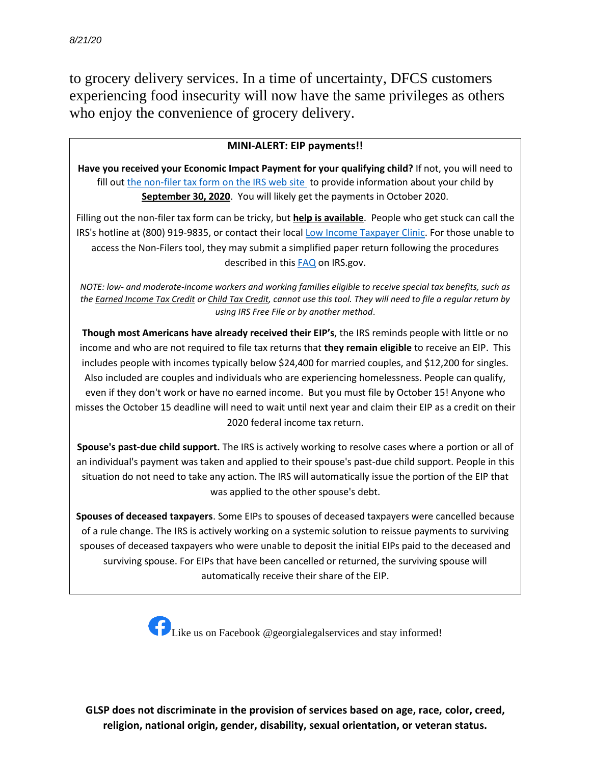to grocery delivery services. In a time of uncertainty, DFCS customers experiencing food insecurity will now have the same privileges as others who enjoy the convenience of grocery delivery.

**MINI-ALERT: EIP payments!!**

**Have you received your Economic Impact Payment for your qualifying child?** If not, you will need to fill out [the non-filer tax form on the IRS web site](#) to provide information about your child by **September 30, 2020**. You will likely get the payments in October 2020.

Filling out the non-filer tax form can be tricky, but **help is available**. People who get stuck can call the IRS's hotline at (800) 919-9835, or contact their local [Low Income Taxpayer Clinic](#). For those unable to access the Non-Filers tool, they may submit a simplified paper return following the procedures described in this [FAQ](#) on IRS.gov.

*NOTE: low- and moderate-income workers and working families eligible to receive special tax benefits, such as the [Earned Income Tax Credit](#) or [Child Tax Credit](#), cannot use this tool. They will need to file a regular return by using IRS Free File or by another method.*

**Though most Americans have already received their EIP's**, the IRS reminds people with little or no income and who are not required to file tax returns that **they remain eligible** to receive an EIP. This includes people with incomes typically below $24,400 for married couples, and $12,200 for singles. Also included are couples and individuals who are experiencing homelessness. People can qualify, even if they don't work or have no earned income. But you must file by October 15! Anyone who misses the October 15 deadline will need to wait until next year and claim their EIP as a credit on their 2020 federal income tax return.

**Spouse's past-due child support.** The IRS is actively working to resolve cases where a portion or all of an individual's payment was taken and applied to their spouse's past-due child support. People in this situation do not need to take any action. The IRS will automatically issue the portion of the EIP that was applied to the other spouse's debt.

**Spouses of deceased taxpayers**. Some EIPs to spouses of deceased taxpayers were cancelled because of a rule change. The IRS is actively working on a systemic solution to reissue payments to surviving spouses of deceased taxpayers who were unable to deposit the initial EIPs paid to the deceased and surviving spouse. For EIPs that have been cancelled or returned, the surviving spouse will automatically receive their share of the EIP.

Like us on Facebook @georgialegalservices and stay informed!

**GLSP does not discriminate in the provision of services based on age, race, color, creed, religion, national origin, gender, disability, sexual orientation, or veteran status.**